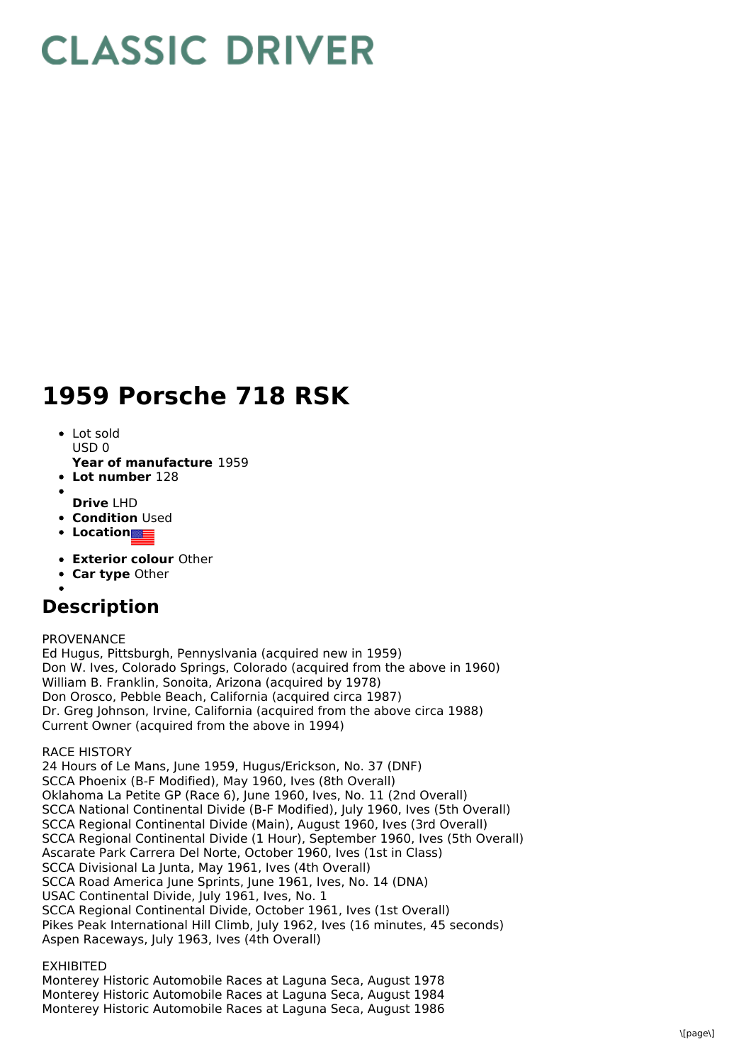# CLASSIC DRIVER

# 1959 Porsche 718 RSK

- Lot sold
  USD 0
  **Year of manufacture** 1959
- **Lot number** 128
- 
  **Drive** LHD
- **Condition** Used
- **Location**
- **Exterior colour** Other
- **Car type** Other
- 

## Description

PROVENANCE
Ed Hugus, Pittsburgh, Pennyslvania (acquired new in 1959)
Don W. Ives, Colorado Springs, Colorado (acquired from the above in 1960)
William B. Franklin, Sonoita, Arizona (acquired by 1978)
Don Orosco, Pebble Beach, California (acquired circa 1987)
Dr. Greg Johnson, Irvine, California (acquired from the above circa 1988)
Current Owner (acquired from the above in 1994)

RACE HISTORY
24 Hours of Le Mans, June 1959, Hugus/Erickson, No. 37 (DNF)
SCCA Phoenix (B-F Modified), May 1960, Ives (8th Overall)
Oklahoma La Petite GP (Race 6), June 1960, Ives, No. 11 (2nd Overall)
SCCA National Continental Divide (B-F Modified), July 1960, Ives (5th Overall)
SCCA Regional Continental Divide (Main), August 1960, Ives (3rd Overall)
SCCA Regional Continental Divide (1 Hour), September 1960, Ives (5th Overall)
Ascarate Park Carrera Del Norte, October 1960, Ives (1st in Class)
SCCA Divisional La Junta, May 1961, Ives (4th Overall)
SCCA Road America June Sprints, June 1961, Ives, No. 14 (DNA)
USAC Continental Divide, July 1961, Ives, No. 1
SCCA Regional Continental Divide, October 1961, Ives (1st Overall)
Pikes Peak International Hill Climb, July 1962, Ives (16 minutes, 45 seconds)
Aspen Raceways, July 1963, Ives (4th Overall)

EXHIBITED
Monterey Historic Automobile Races at Laguna Seca, August 1978
Monterey Historic Automobile Races at Laguna Seca, August 1984
Monterey Historic Automobile Races at Laguna Seca, August 1986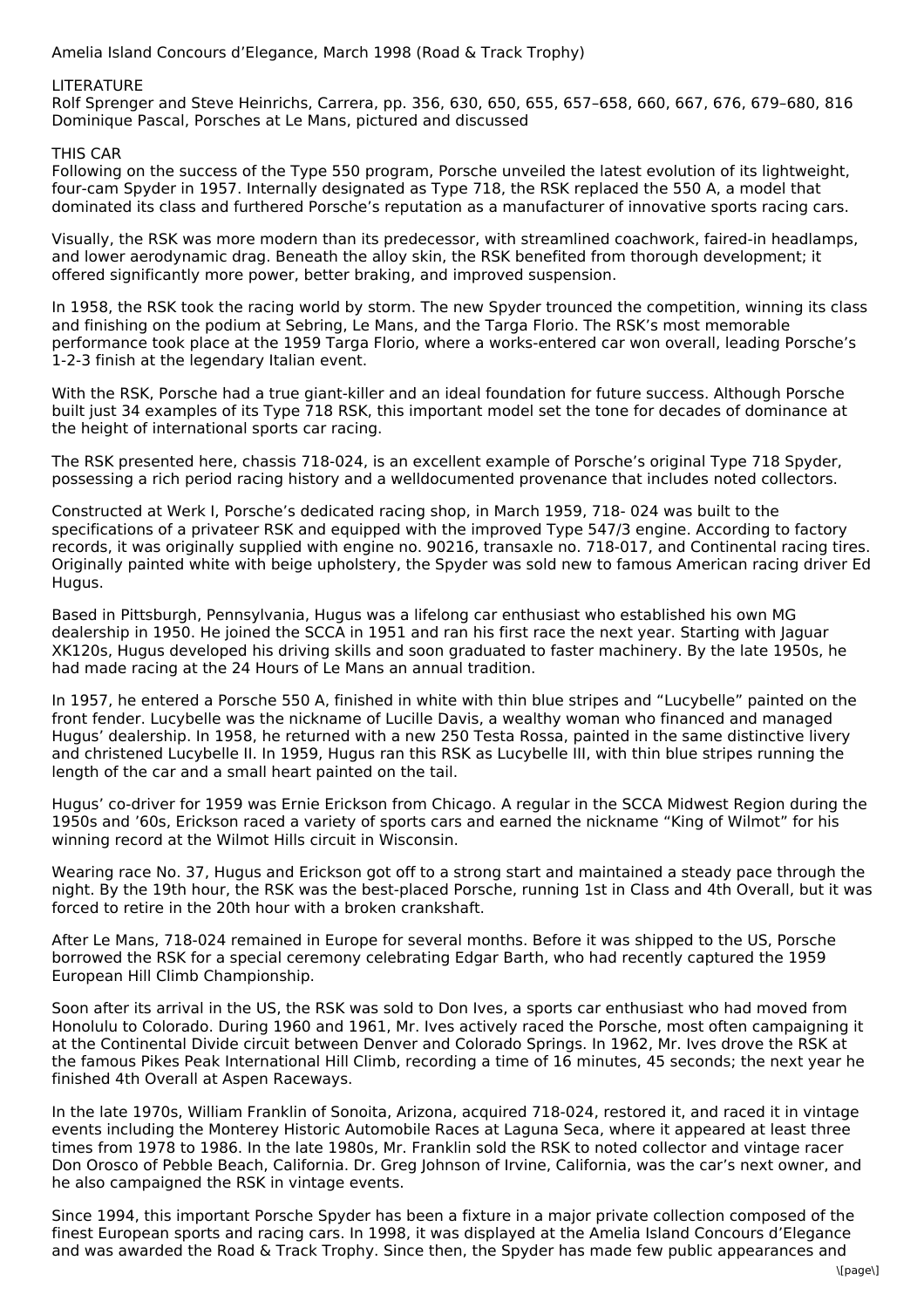Amelia Island Concours d'Elegance, March 1998 (Road & Track Trophy)

LITERATURE

Rolf Sprenger and Steve Heinrichs, Carrera, pp. 356, 630, 650, 655, 657–658, 660, 667, 676, 679–680, 816
Dominique Pascal, Porsches at Le Mans, pictured and discussed

THIS CAR

Following on the success of the Type 550 program, Porsche unveiled the latest evolution of its lightweight, four-cam Spyder in 1957. Internally designated as Type 718, the RSK replaced the 550 A, a model that dominated its class and furthered Porsche's reputation as a manufacturer of innovative sports racing cars.

Visually, the RSK was more modern than its predecessor, with streamlined coachwork, faired-in headlamps, and lower aerodynamic drag. Beneath the alloy skin, the RSK benefited from thorough development; it offered significantly more power, better braking, and improved suspension.

In 1958, the RSK took the racing world by storm. The new Spyder trounced the competition, winning its class and finishing on the podium at Sebring, Le Mans, and the Targa Florio. The RSK's most memorable performance took place at the 1959 Targa Florio, where a works-entered car won overall, leading Porsche's 1-2-3 finish at the legendary Italian event.

With the RSK, Porsche had a true giant-killer and an ideal foundation for future success. Although Porsche built just 34 examples of its Type 718 RSK, this important model set the tone for decades of dominance at the height of international sports car racing.

The RSK presented here, chassis 718-024, is an excellent example of Porsche's original Type 718 Spyder, possessing a rich period racing history and a welldocumented provenance that includes noted collectors.

Constructed at Werk I, Porsche's dedicated racing shop, in March 1959, 718- 024 was built to the specifications of a privateer RSK and equipped with the improved Type 547/3 engine. According to factory records, it was originally supplied with engine no. 90216, transaxle no. 718-017, and Continental racing tires. Originally painted white with beige upholstery, the Spyder was sold new to famous American racing driver Ed Hugus.

Based in Pittsburgh, Pennsylvania, Hugus was a lifelong car enthusiast who established his own MG dealership in 1950. He joined the SCCA in 1951 and ran his first race the next year. Starting with Jaguar XK120s, Hugus developed his driving skills and soon graduated to faster machinery. By the late 1950s, he had made racing at the 24 Hours of Le Mans an annual tradition.

In 1957, he entered a Porsche 550 A, finished in white with thin blue stripes and "Lucybelle" painted on the front fender. Lucybelle was the nickname of Lucille Davis, a wealthy woman who financed and managed Hugus' dealership. In 1958, he returned with a new 250 Testa Rossa, painted in the same distinctive livery and christened Lucybelle II. In 1959, Hugus ran this RSK as Lucybelle III, with thin blue stripes running the length of the car and a small heart painted on the tail.

Hugus' co-driver for 1959 was Ernie Erickson from Chicago. A regular in the SCCA Midwest Region during the 1950s and '60s, Erickson raced a variety of sports cars and earned the nickname "King of Wilmot" for his winning record at the Wilmot Hills circuit in Wisconsin.

Wearing race No. 37, Hugus and Erickson got off to a strong start and maintained a steady pace through the night. By the 19th hour, the RSK was the best-placed Porsche, running 1st in Class and 4th Overall, but it was forced to retire in the 20th hour with a broken crankshaft.

After Le Mans, 718-024 remained in Europe for several months. Before it was shipped to the US, Porsche borrowed the RSK for a special ceremony celebrating Edgar Barth, who had recently captured the 1959 European Hill Climb Championship.

Soon after its arrival in the US, the RSK was sold to Don Ives, a sports car enthusiast who had moved from Honolulu to Colorado. During 1960 and 1961, Mr. Ives actively raced the Porsche, most often campaigning it at the Continental Divide circuit between Denver and Colorado Springs. In 1962, Mr. Ives drove the RSK at the famous Pikes Peak International Hill Climb, recording a time of 16 minutes, 45 seconds; the next year he finished 4th Overall at Aspen Raceways.

In the late 1970s, William Franklin of Sonoita, Arizona, acquired 718-024, restored it, and raced it in vintage events including the Monterey Historic Automobile Races at Laguna Seca, where it appeared at least three times from 1978 to 1986. In the late 1980s, Mr. Franklin sold the RSK to noted collector and vintage racer Don Orosco of Pebble Beach, California. Dr. Greg Johnson of Irvine, California, was the car's next owner, and he also campaigned the RSK in vintage events.

Since 1994, this important Porsche Spyder has been a fixture in a major private collection composed of the finest European sports and racing cars. In 1998, it was displayed at the Amelia Island Concours d'Elegance and was awarded the Road & Track Trophy. Since then, the Spyder has made few public appearances and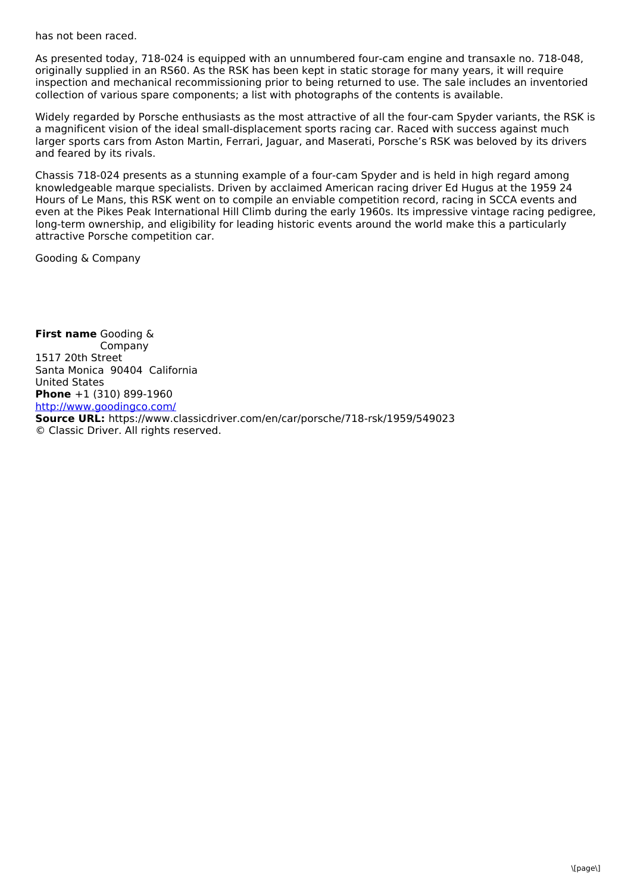has not been raced.

As presented today, 718-024 is equipped with an unnumbered four-cam engine and transaxle no. 718-048, originally supplied in an RS60. As the RSK has been kept in static storage for many years, it will require inspection and mechanical recommissioning prior to being returned to use. The sale includes an inventoried collection of various spare components; a list with photographs of the contents is available.

Widely regarded by Porsche enthusiasts as the most attractive of all the four-cam Spyder variants, the RSK is a magnificent vision of the ideal small-displacement sports racing car. Raced with success against much larger sports cars from Aston Martin, Ferrari, Jaguar, and Maserati, Porsche's RSK was beloved by its drivers and feared by its rivals.

Chassis 718-024 presents as a stunning example of a four-cam Spyder and is held in high regard among knowledgeable marque specialists. Driven by acclaimed American racing driver Ed Hugus at the 1959 24 Hours of Le Mans, this RSK went on to compile an enviable competition record, racing in SCCA events and even at the Pikes Peak International Hill Climb during the early 1960s. Its impressive vintage racing pedigree, long-term ownership, and eligibility for leading historic events around the world make this a particularly attractive Porsche competition car.

Gooding & Company

**First name** Gooding & Company
1517 20th Street
Santa Monica 90404 California
United States
**Phone** +1 (310) 899-1960
http://www.goodingco.com/
**Source URL:** https://www.classicdriver.com/en/car/porsche/718-rsk/1959/549023
© Classic Driver. All rights reserved.